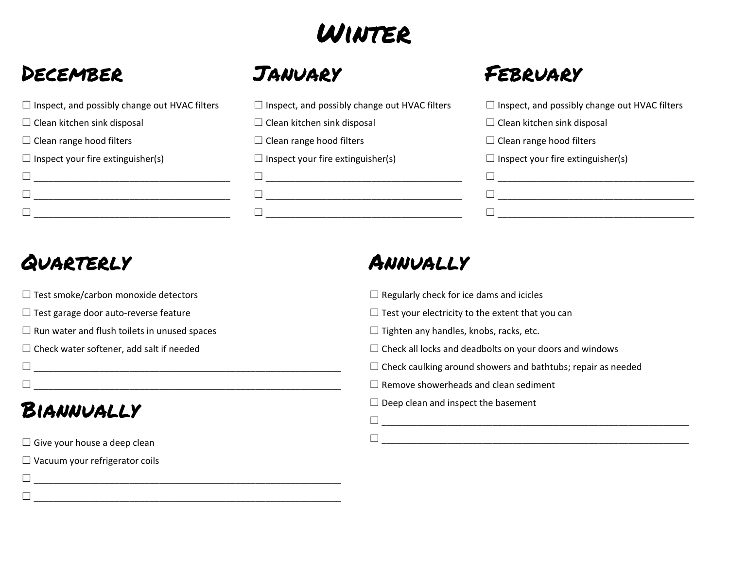# Winter

## December

☐ Inspect, and possibly change out HVAC filters

☐ Clean kitchen sink disposal

☐ Clean range hood filters

☐ Inspect your fire extinguisher(s)

☐ ______________________________________

☐ ______________________________________

☐ ______________________________________

## January

☐ Inspect, and possibly change out HVAC filters

☐ Clean kitchen sink disposal

☐ Clean range hood filters

☐ Inspect your fire extinguisher(s)

☐ ______________________________________

☐ ______________________________________

☐ ______________________________________

## February

☐ Inspect, and possibly change out HVAC filters

☐ Clean kitchen sink disposal

☐ Clean range hood filters

☐ Inspect your fire extinguisher(s)

☐ ______________________________________

☐ ______________________________________

☐ ______________________________________

## Quarterly

☐ Test smoke/carbon monoxide detectors

☐ Test garage door auto-reverse feature

☐ Run water and flush toilets in unused spaces

☐ Check water softener, add salt if needed

☐ ____________________________________________________________

☐ ____________________________________________________________

## Biannually

☐ Give your house a deep clean

☐ Vacuum your refrigerator coils

☐ ____________________________________________________________

☐ ____________________________________________________________

## Annually

☐ Regularly check for ice dams and icicles

☐ Test your electricity to the extent that you can

☐ Tighten any handles, knobs, racks, etc.

☐ Check all locks and deadbolts on your doors and windows

☐ Check caulking around showers and bathtubs; repair as needed

☐ Remove showerheads and clean sediment

☐ Deep clean and inspect the basement

☐ ____________________________________________________________

☐ ____________________________________________________________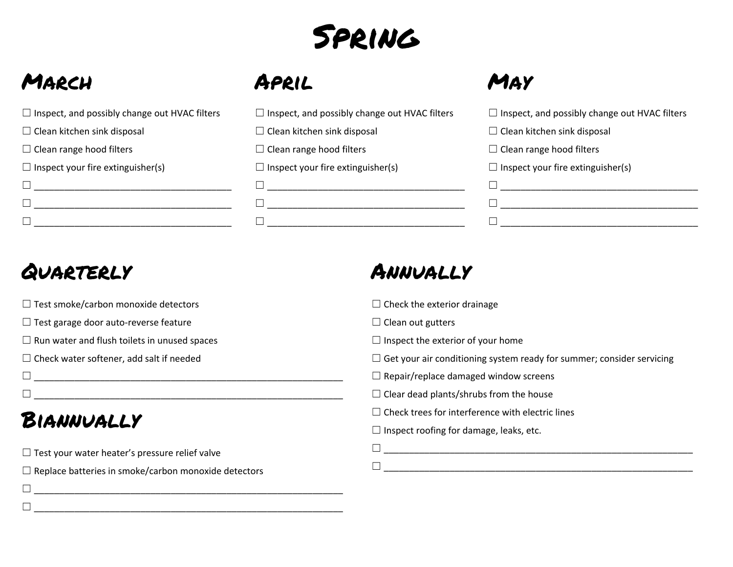# Spring

## March

- ☐ Inspect, and possibly change out HVAC filters
- ☐ Clean kitchen sink disposal
- ☐ Clean range hood filters
- ☐ Inspect your fire extinguisher(s)
- ☐ ______________________________________
- ☐ ______________________________________
- ☐ ______________________________________

## April

- ☐ Inspect, and possibly change out HVAC filters
- ☐ Clean kitchen sink disposal
- ☐ Clean range hood filters
- ☐ Inspect your fire extinguisher(s)
- ☐ ______________________________________
- ☐ ______________________________________
- ☐ ______________________________________

## May

- ☐ Inspect, and possibly change out HVAC filters
- ☐ Clean kitchen sink disposal
- ☐ Clean range hood filters
- ☐ Inspect your fire extinguisher(s)
- ☐ ______________________________________
- ☐ ______________________________________
- ☐ ______________________________________

## Quarterly

- ☐ Test smoke/carbon monoxide detectors
- ☐ Test garage door auto-reverse feature
- ☐ Run water and flush toilets in unused spaces
- ☐ Check water softener, add salt if needed
- ☐ ____________________________________________________________
- ☐ ____________________________________________________________

## Biannually

- ☐ Test your water heater's pressure relief valve
- ☐ Replace batteries in smoke/carbon monoxide detectors
- ☐ ____________________________________________________________
- ☐ ____________________________________________________________

## Annually

- ☐ Check the exterior drainage
- ☐ Clean out gutters
- ☐ Inspect the exterior of your home
- ☐ Get your air conditioning system ready for summer; consider servicing
- ☐ Repair/replace damaged window screens
- ☐ Clear dead plants/shrubs from the house
- ☐ Check trees for interference with electric lines
- ☐ Inspect roofing for damage, leaks, etc.
- ☐ ____________________________________________________________
- ☐ ____________________________________________________________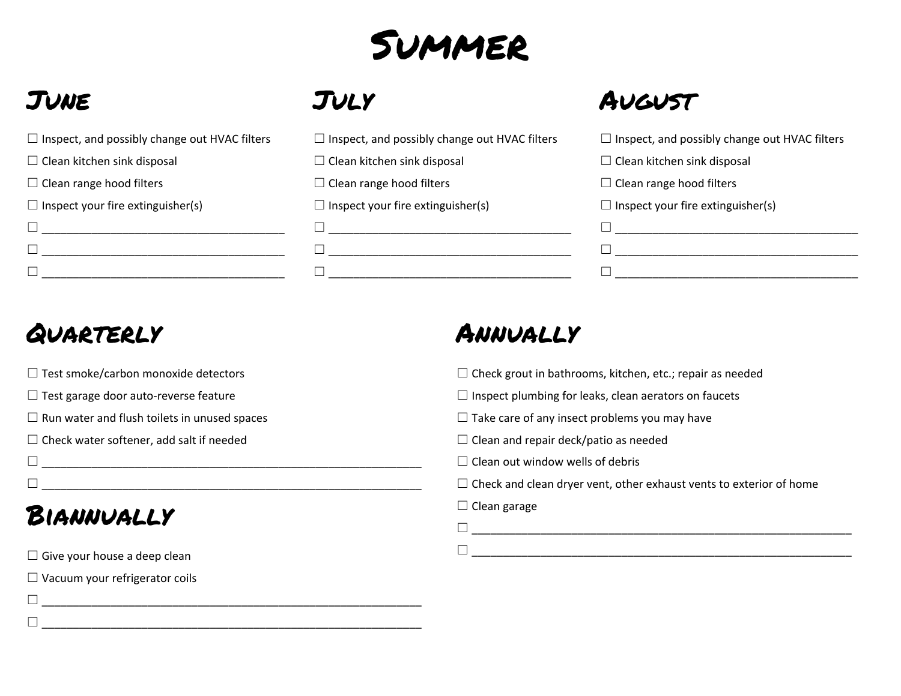# Summer

## June

- ☐ Inspect, and possibly change out HVAC filters
- ☐ Clean kitchen sink disposal
- ☐ Clean range hood filters
- ☐ Inspect your fire extinguisher(s)
- ☐ ______________________________________
- ☐ ______________________________________
- ☐ ______________________________________

## July

- ☐ Inspect, and possibly change out HVAC filters
- ☐ Clean kitchen sink disposal
- ☐ Clean range hood filters
- ☐ Inspect your fire extinguisher(s)
- ☐ ______________________________________
- ☐ ______________________________________
- ☐ ______________________________________

## August

- ☐ Inspect, and possibly change out HVAC filters
- ☐ Clean kitchen sink disposal
- ☐ Clean range hood filters
- ☐ Inspect your fire extinguisher(s)
- ☐ ______________________________________
- ☐ ______________________________________
- ☐ ______________________________________

## Quarterly

- ☐ Test smoke/carbon monoxide detectors
- ☐ Test garage door auto-reverse feature
- ☐ Run water and flush toilets in unused spaces
- ☐ Check water softener, add salt if needed
- ☐ ____________________________________________________________
- ☐ ____________________________________________________________

## Biannually

- ☐ Give your house a deep clean
- ☐ Vacuum your refrigerator coils
- ☐ ____________________________________________________________
- ☐ ____________________________________________________________

## Annually

- ☐ Check grout in bathrooms, kitchen, etc.; repair as needed
- ☐ Inspect plumbing for leaks, clean aerators on faucets
- ☐ Take care of any insect problems you may have
- ☐ Clean and repair deck/patio as needed
- ☐ Clean out window wells of debris
- ☐ Check and clean dryer vent, other exhaust vents to exterior of home
- ☐ Clean garage
- ☐ ____________________________________________________________
- ☐ ____________________________________________________________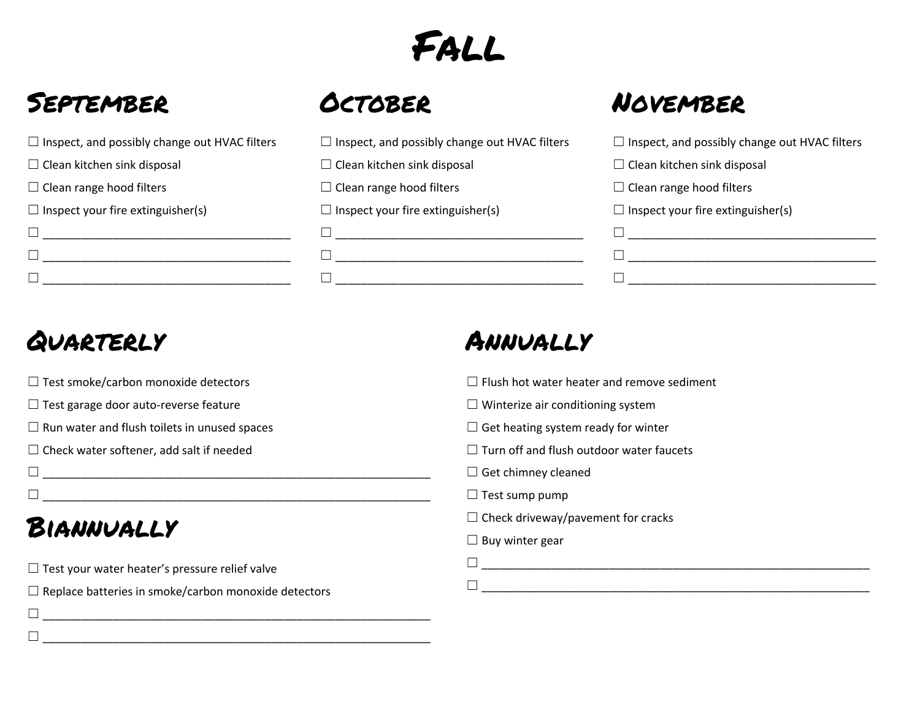# Fall

## September

☐ Inspect, and possibly change out HVAC filters

☐ Clean kitchen sink disposal

☐ Clean range hood filters

☐ Inspect your fire extinguisher(s)

☐ ______________________________________

☐ ______________________________________

☐ ______________________________________

## October

☐ Inspect, and possibly change out HVAC filters

☐ Clean kitchen sink disposal

☐ Clean range hood filters

☐ Inspect your fire extinguisher(s)

☐ ______________________________________

☐ ______________________________________

☐ ______________________________________

## November

☐ Inspect, and possibly change out HVAC filters

☐ Clean kitchen sink disposal

☐ Clean range hood filters

☐ Inspect your fire extinguisher(s)

☐ ______________________________________

☐ ______________________________________

☐ ______________________________________

## Quarterly

☐ Test smoke/carbon monoxide detectors

☐ Test garage door auto-reverse feature

☐ Run water and flush toilets in unused spaces

☐ Check water softener, add salt if needed

☐ ____________________________________________________________

☐ ____________________________________________________________

## Biannually

☐ Test your water heater's pressure relief valve

☐ Replace batteries in smoke/carbon monoxide detectors

☐ ____________________________________________________________

☐ ____________________________________________________________

## Annually

☐ Flush hot water heater and remove sediment

☐ Winterize air conditioning system

☐ Get heating system ready for winter

☐ Turn off and flush outdoor water faucets

☐ Get chimney cleaned

☐ Test sump pump

☐ Check driveway/pavement for cracks

☐ Buy winter gear

☐ ____________________________________________________________

☐ ____________________________________________________________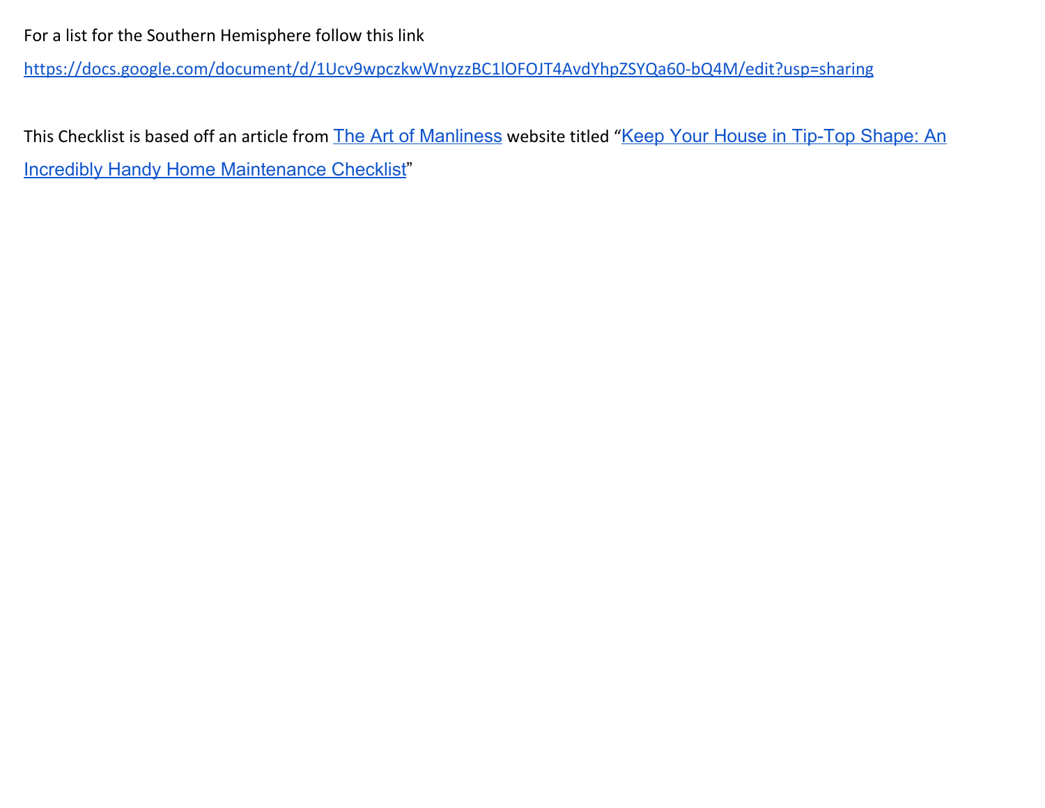For a list for the Southern Hemisphere follow this link

https://docs.google.com/document/d/1Ucv9wpczkwWnyzzBC1lOFOJT4AvdYhpZSYQa60-bQ4M/edit?usp=sharing

This Checklist is based off an article from The Art of Manliness website titled "Keep Your House in Tip-Top Shape: An Incredibly Handy Home Maintenance Checklist"